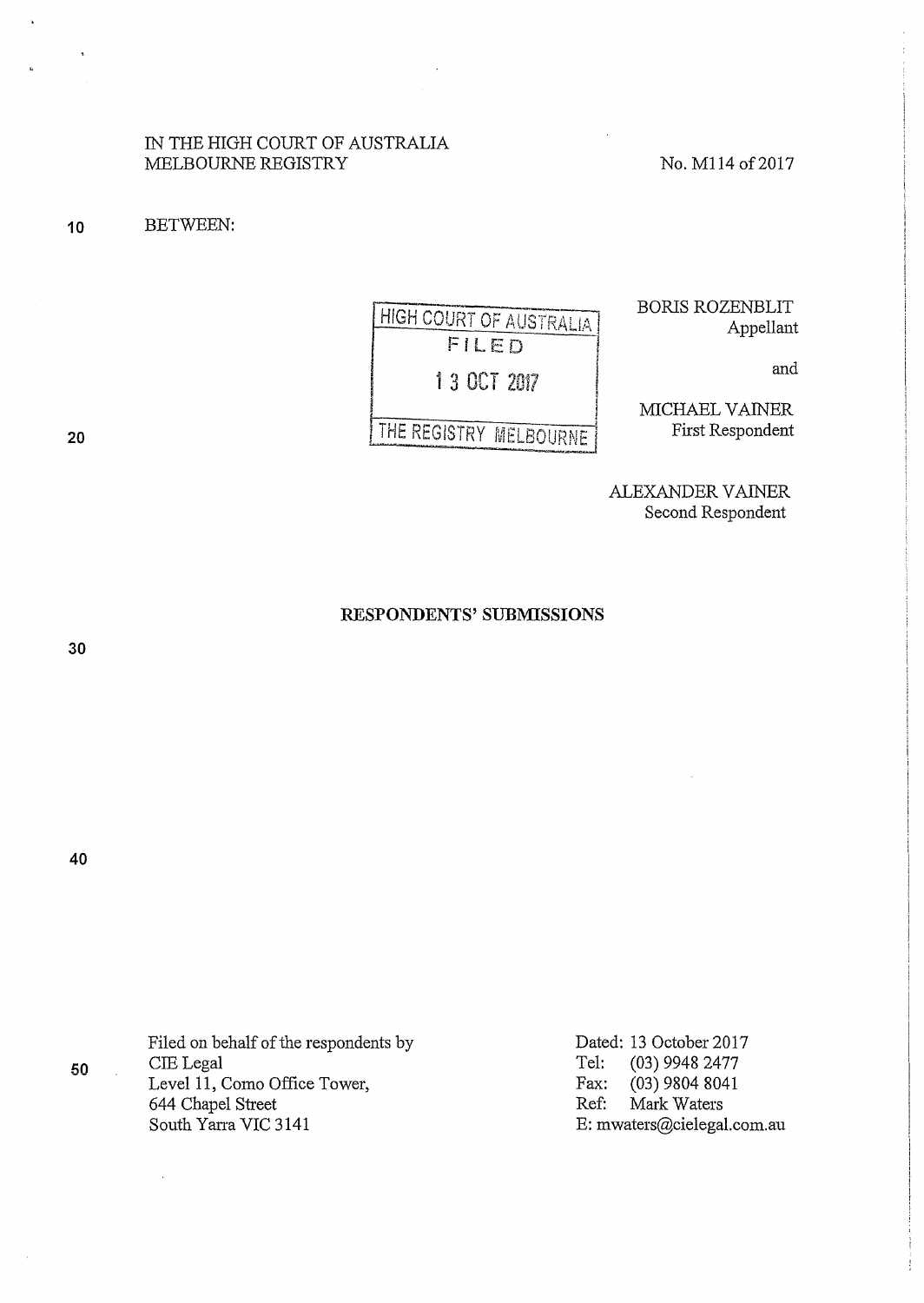IN THE HIGH COURT OF AUSTRALIA
MELBOURNE REGISTRY

No. M114 of 2017

BETWEEN:

HIGH COURT OF AUSTRALIA
FILED
13 OCT 2017
THE REGISTRY MELBOURNE

BORIS ROZENBLIT
Appellant

and

MICHAEL VAINER
First Respondent

ALEXANDER VAINER
Second Respondent

**RESPONDENTS' SUBMISSIONS**

Filed on behalf of the respondents by
CIE Legal
Level 11, Como Office Tower,
644 Chapel Street
South Yarra VIC 3141

Dated: 13 October 2017
Tel: (03) 9948 2477
Fax: (03) 9804 8041
Ref: Mark Waters
E: mwaters@cielegal.com.au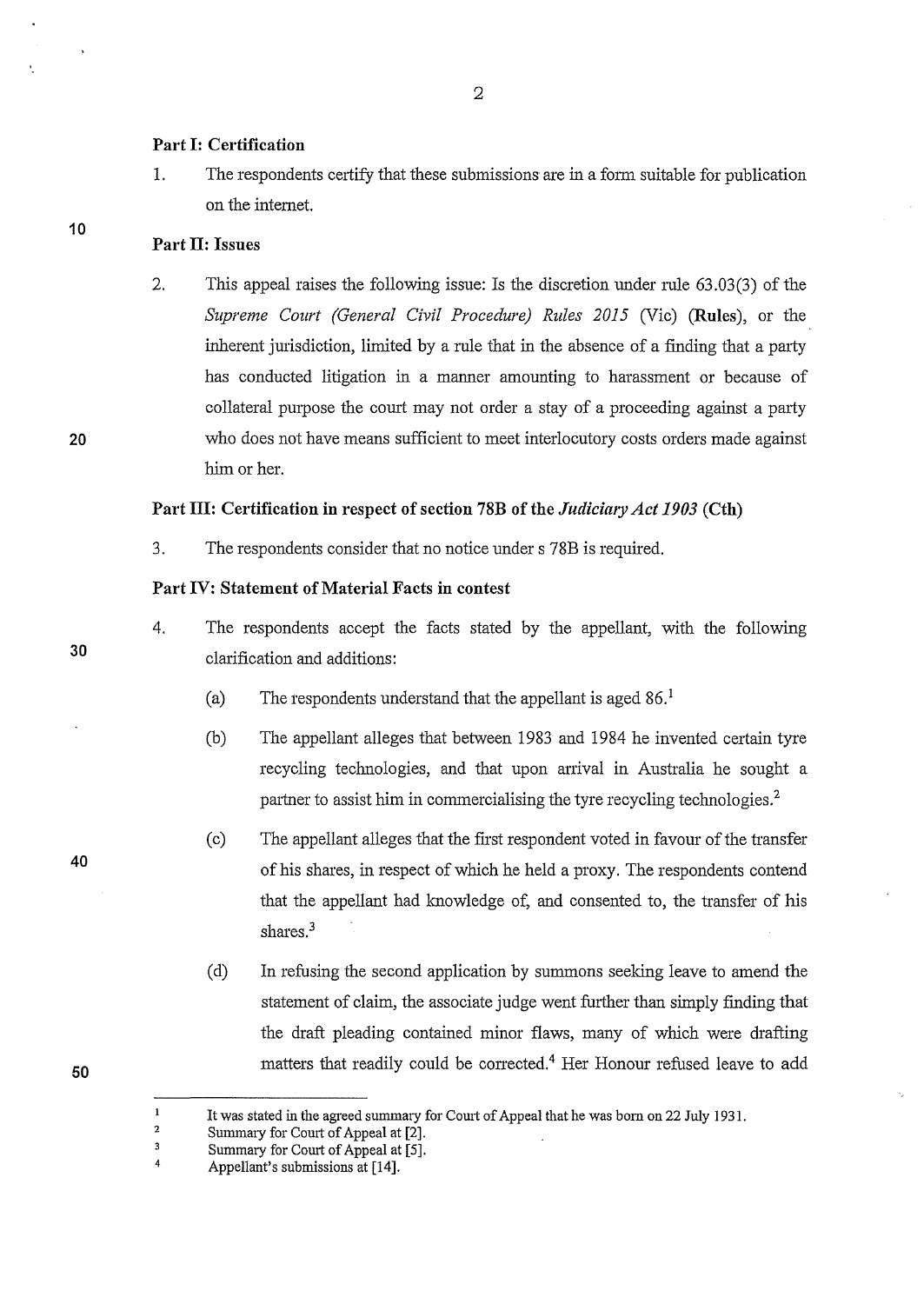## Part I: Certification

1. The respondents certify that these submissions are in a form suitable for publication on the internet.

## Part II: Issues

2. This appeal raises the following issue: Is the discretion under rule 63.03(3) of the *Supreme Court (General Civil Procedure) Rules 2015* (Vic) (**Rules**), or the inherent jurisdiction, limited by a rule that in the absence of a finding that a party has conducted litigation in a manner amounting to harassment or because of collateral purpose the court may not order a stay of a proceeding against a party who does not have means sufficient to meet interlocutory costs orders made against him or her.

## Part III: Certification in respect of section 78B of the *Judiciary Act 1903* (Cth)

3. The respondents consider that no notice under s 78B is required.

## Part IV: Statement of Material Facts in contest

4. The respondents accept the facts stated by the appellant, with the following clarification and additions:

   (a) The respondents understand that the appellant is aged 86.[1]

   (b) The appellant alleges that between 1983 and 1984 he invented certain tyre recycling technologies, and that upon arrival in Australia he sought a partner to assist him in commercialising the tyre recycling technologies.[2]

   (c) The appellant alleges that the first respondent voted in favour of the transfer of his shares, in respect of which he held a proxy. The respondents contend that the appellant had knowledge of, and consented to, the transfer of his shares.[3]

   (d) In refusing the second application by summons seeking leave to amend the statement of claim, the associate judge went further than simply finding that the draft pleading contained minor flaws, many of which were drafting matters that readily could be corrected.[4] Her Honour refused leave to add

---

[1] It was stated in the agreed summary for Court of Appeal that he was born on 22 July 1931.

[2] Summary for Court of Appeal at [2].

[3] Summary for Court of Appeal at [5].

[4] Appellant's submissions at [14].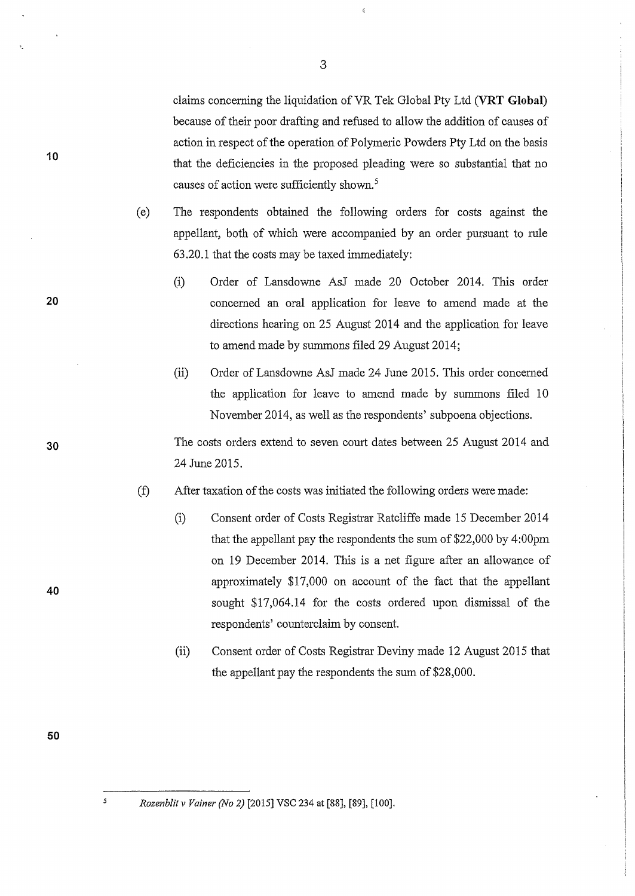claims concerning the liquidation of VR Tek Global Pty Ltd (**VRT Global**) because of their poor drafting and refused to allow the addition of causes of action in respect of the operation of Polymeric Powders Pty Ltd on the basis that the deficiencies in the proposed pleading were so substantial that no causes of action were sufficiently shown.[5]

(e) The respondents obtained the following orders for costs against the appellant, both of which were accompanied by an order pursuant to rule 63.20.1 that the costs may be taxed immediately:

   (i) Order of Lansdowne AsJ made 20 October 2014. This order concerned an oral application for leave to amend made at the directions hearing on 25 August 2014 and the application for leave to amend made by summons filed 29 August 2014;

   (ii) Order of Lansdowne AsJ made 24 June 2015. This order concerned the application for leave to amend made by summons filed 10 November 2014, as well as the respondents' subpoena objections.

   The costs orders extend to seven court dates between 25 August 2014 and 24 June 2015.

(f) After taxation of the costs was initiated the following orders were made:

   (i) Consent order of Costs Registrar Ratcliffe made 15 December 2014 that the appellant pay the respondents the sum of $22,000 by 4:00pm on 19 December 2014. This is a net figure after an allowance of approximately $17,000 on account of the fact that the appellant sought $17,064.14 for the costs ordered upon dismissal of the respondents' counterclaim by consent.

   (ii) Consent order of Costs Registrar Deviny made 12 August 2015 that the appellant pay the respondents the sum of $28,000.

---

[5] *Rozenblit v Vainer (No 2)* [2015] VSC 234 at [88], [89], [100].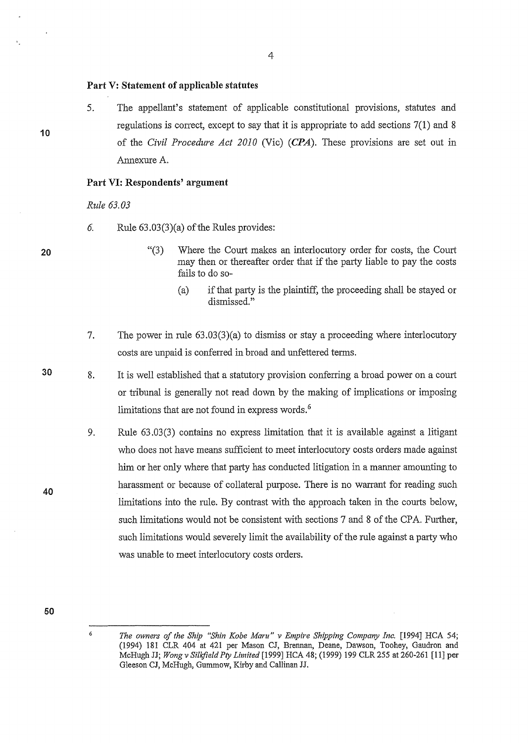## Part V: Statement of applicable statutes

5. The appellant's statement of applicable constitutional provisions, statutes and regulations is correct, except to say that it is appropriate to add sections 7(1) and 8 of the *Civil Procedure Act 2010* (Vic) (***CPA***). These provisions are set out in Annexure A.

## Part VI: Respondents' argument

*Rule 63.03*

6. Rule 63.03(3)(a) of the Rules provides:

   > "(3) Where the Court makes an interlocutory order for costs, the Court may then or thereafter order that if the party liable to pay the costs fails to do so-
   >
   > (a) if that party is the plaintiff, the proceeding shall be stayed or dismissed."

7. The power in rule 63.03(3)(a) to dismiss or stay a proceeding where interlocutory costs are unpaid is conferred in broad and unfettered terms.

8. It is well established that a statutory provision conferring a broad power on a court or tribunal is generally not read down by the making of implications or imposing limitations that are not found in express words.[6]

9. Rule 63.03(3) contains no express limitation that it is available against a litigant who does not have means sufficient to meet interlocutory costs orders made against him or her only where that party has conducted litigation in a manner amounting to harassment or because of collateral purpose. There is no warrant for reading such limitations into the rule. By contrast with the approach taken in the courts below, such limitations would not be consistent with sections 7 and 8 of the CPA. Further, such limitations would severely limit the availability of the rule against a party who was unable to meet interlocutory costs orders.

---

[6] *The owners of the Ship "Shin Kobe Maru" v Empire Shipping Company Inc.* [1994] HCA 54; (1994) 181 CLR 404 at 421 per Mason CJ, Brennan, Deane, Dawson, Toohey, Gaudron and McHugh JJ; *Wong v Silkfield Pty Limited* [1999] HCA 48; (1999) 199 CLR 255 at 260-261 [11] per Gleeson CJ, McHugh, Gummow, Kirby and Callinan JJ.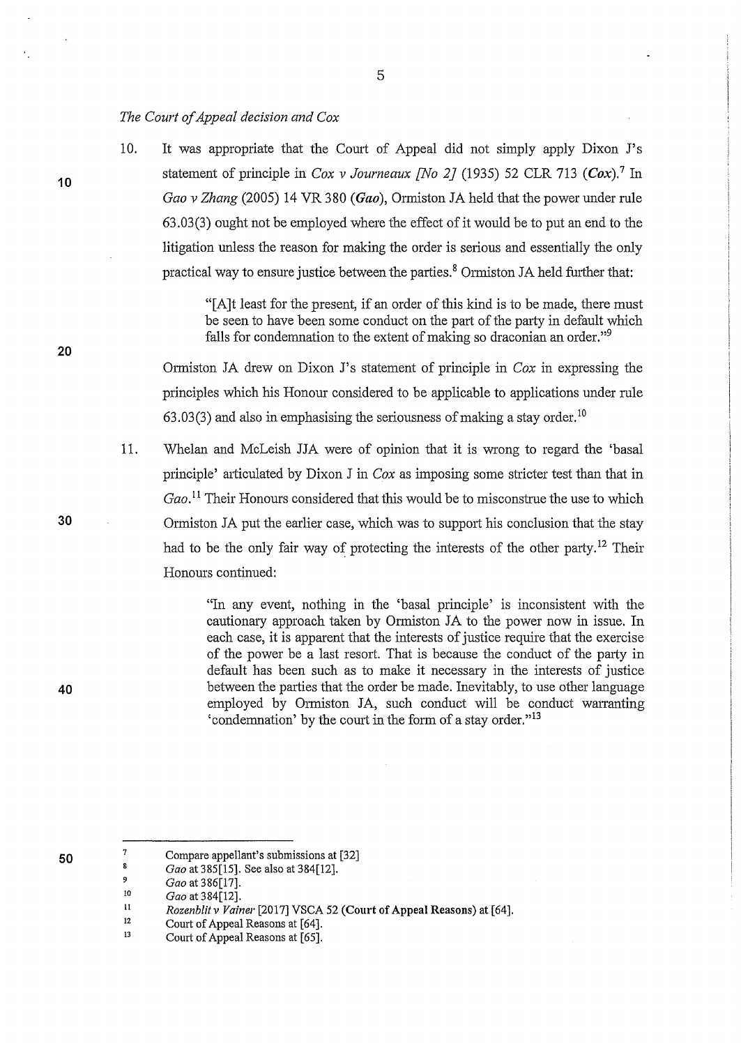*The Court of Appeal decision and Cox*

10. It was appropriate that the Court of Appeal did not simply apply Dixon J's statement of principle in *Cox v Journeaux [No 2]* (1935) 52 CLR 713 (***Cox***).[7] In *Gao v Zhang* (2005) 14 VR 380 (***Gao***), Ormiston JA held that the power under rule 63.03(3) ought not be employed where the effect of it would be to put an end to the litigation unless the reason for making the order is serious and essentially the only practical way to ensure justice between the parties.[8] Ormiston JA held further that:

> "[A]t least for the present, if an order of this kind is to be made, there must be seen to have been some conduct on the part of the party in default which falls for condemnation to the extent of making so draconian an order."[9]

Ormiston JA drew on Dixon J's statement of principle in *Cox* in expressing the principles which his Honour considered to be applicable to applications under rule 63.03(3) and also in emphasising the seriousness of making a stay order.[10]

11. Whelan and McLeish JJA were of opinion that it is wrong to regard the 'basal principle' articulated by Dixon J in *Cox* as imposing some stricter test than that in *Gao*.[11] Their Honours considered that this would be to misconstrue the use to which Ormiston JA put the earlier case, which was to support his conclusion that the stay had to be the only fair way of protecting the interests of the other party.[12] Their Honours continued:

> "In any event, nothing in the 'basal principle' is inconsistent with the cautionary approach taken by Ormiston JA to the power now in issue. In each case, it is apparent that the interests of justice require that the exercise of the power be a last resort. That is because the conduct of the party in default has been such as to make it necessary in the interests of justice between the parties that the order be made. Inevitably, to use other language employed by Ormiston JA, such conduct will be conduct warranting 'condemnation' by the court in the form of a stay order."[13]

---

[7] Compare appellant's submissions at [32]

[8] *Gao* at 385[15]. See also at 384[12].

[9] *Gao* at 386[17].

[10] *Gao* at 384[12].

[11] *Rozenblit v Vainer* [2017] VSCA 52 (**Court of Appeal Reasons**) at [64].

[12] Court of Appeal Reasons at [64].

[13] Court of Appeal Reasons at [65].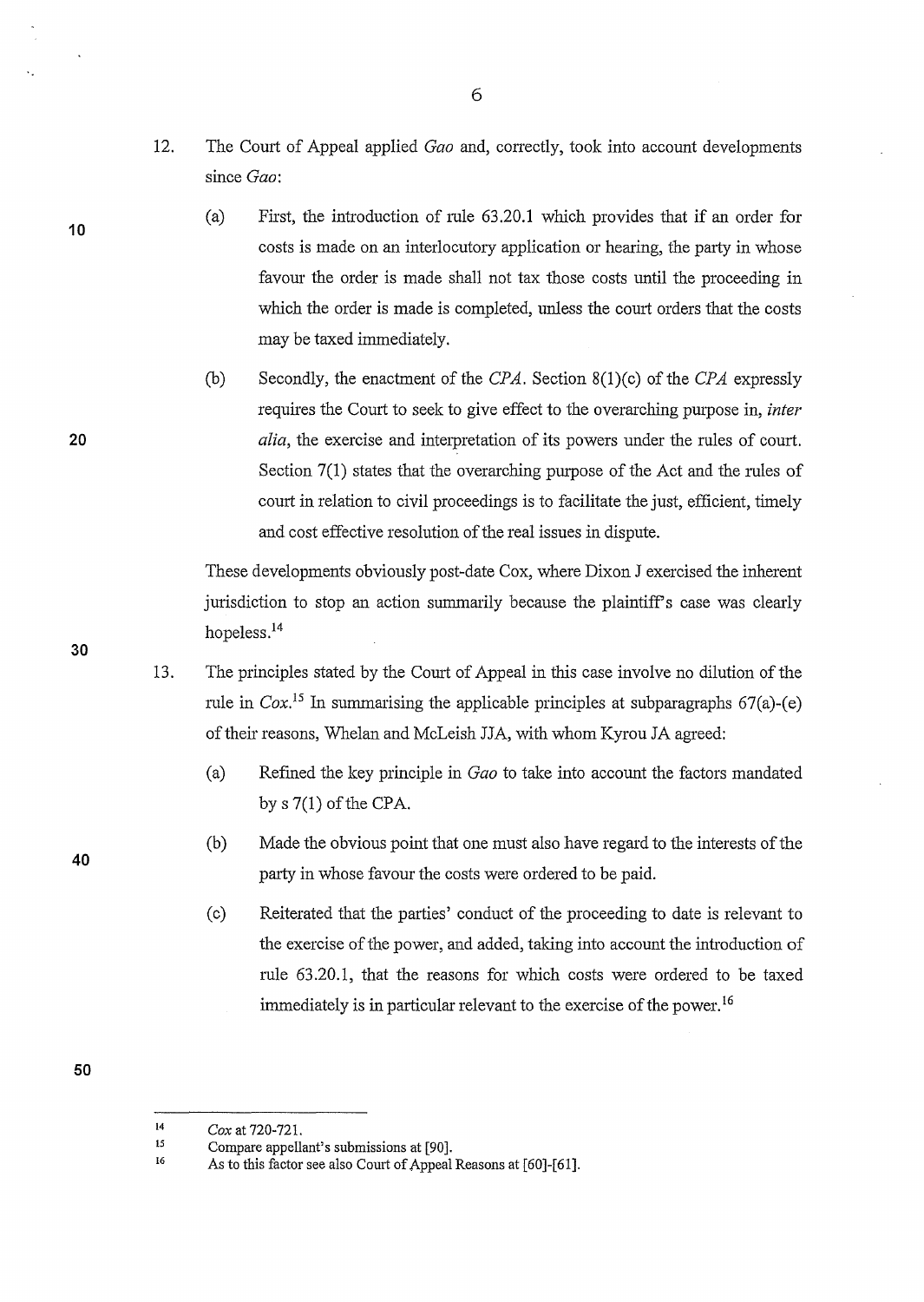12. The Court of Appeal applied *Gao* and, correctly, took into account developments since *Gao*:

    (a) First, the introduction of rule 63.20.1 which provides that if an order for costs is made on an interlocutory application or hearing, the party in whose favour the order is made shall not tax those costs until the proceeding in which the order is made is completed, unless the court orders that the costs may be taxed immediately.

    (b) Secondly, the enactment of the *CPA*. Section 8(1)(c) of the *CPA* expressly requires the Court to seek to give effect to the overarching purpose in, *inter alia*, the exercise and interpretation of its powers under the rules of court. Section 7(1) states that the overarching purpose of the Act and the rules of court in relation to civil proceedings is to facilitate the just, efficient, timely and cost effective resolution of the real issues in dispute.

    These developments obviously post-date Cox, where Dixon J exercised the inherent jurisdiction to stop an action summarily because the plaintiff's case was clearly hopeless.[14]

13. The principles stated by the Court of Appeal in this case involve no dilution of the rule in *Cox*.[15] In summarising the applicable principles at subparagraphs 67(a)-(e) of their reasons, Whelan and McLeish JJA, with whom Kyrou JA agreed:

    (a) Refined the key principle in *Gao* to take into account the factors mandated by s 7(1) of the CPA.

    (b) Made the obvious point that one must also have regard to the interests of the party in whose favour the costs were ordered to be paid.

    (c) Reiterated that the parties' conduct of the proceeding to date is relevant to the exercise of the power, and added, taking into account the introduction of rule 63.20.1, that the reasons for which costs were ordered to be taxed immediately is in particular relevant to the exercise of the power.[16]

---

[14] *Cox* at 720-721.

[15] Compare appellant's submissions at [90].

[16] As to this factor see also Court of Appeal Reasons at [60]-[61].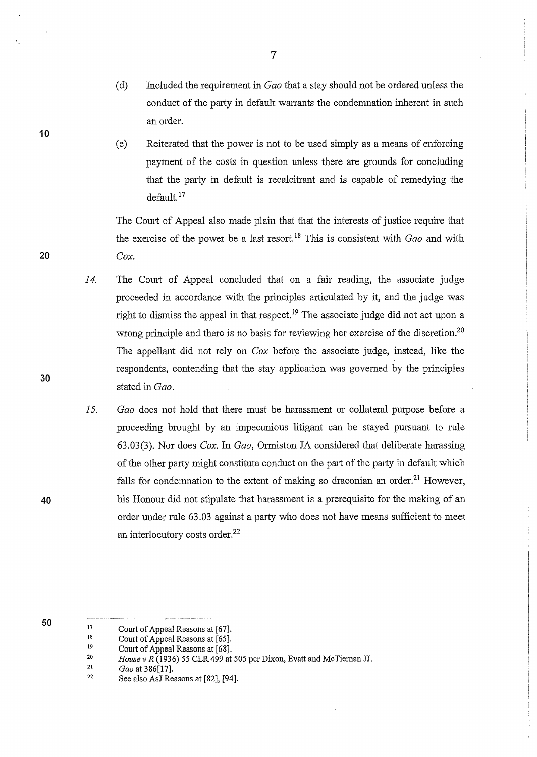(d) Included the requirement in *Gao* that a stay should not be ordered unless the conduct of the party in default warrants the condemnation inherent in such an order.

(e) Reiterated that the power is not to be used simply as a means of enforcing payment of the costs in question unless there are grounds for concluding that the party in default is recalcitrant and is capable of remedying the default.[17]

The Court of Appeal also made plain that that the interests of justice require that the exercise of the power be a last resort.[18] This is consistent with *Gao* and with *Cox*.

14. The Court of Appeal concluded that on a fair reading, the associate judge proceeded in accordance with the principles articulated by it, and the judge was right to dismiss the appeal in that respect.[19] The associate judge did not act upon a wrong principle and there is no basis for reviewing her exercise of the discretion.[20] The appellant did not rely on *Cox* before the associate judge, instead, like the respondents, contending that the stay application was governed by the principles stated in *Gao*.

15. *Gao* does not hold that there must be harassment or collateral purpose before a proceeding brought by an impecunious litigant can be stayed pursuant to rule 63.03(3). Nor does *Cox*. In *Gao*, Ormiston JA considered that deliberate harassing of the other party might constitute conduct on the part of the party in default which falls for condemnation to the extent of making so draconian an order.[21] However, his Honour did not stipulate that harassment is a prerequisite for the making of an order under rule 63.03 against a party who does not have means sufficient to meet an interlocutory costs order.[22]

---

17 Court of Appeal Reasons at [67].

18 Court of Appeal Reasons at [65].

19 Court of Appeal Reasons at [68].

20 *House v R* (1936) 55 CLR 499 at 505 per Dixon, Evatt and McTiernan JJ.

21 *Gao* at 386[17].

22 See also AsJ Reasons at [82], [94].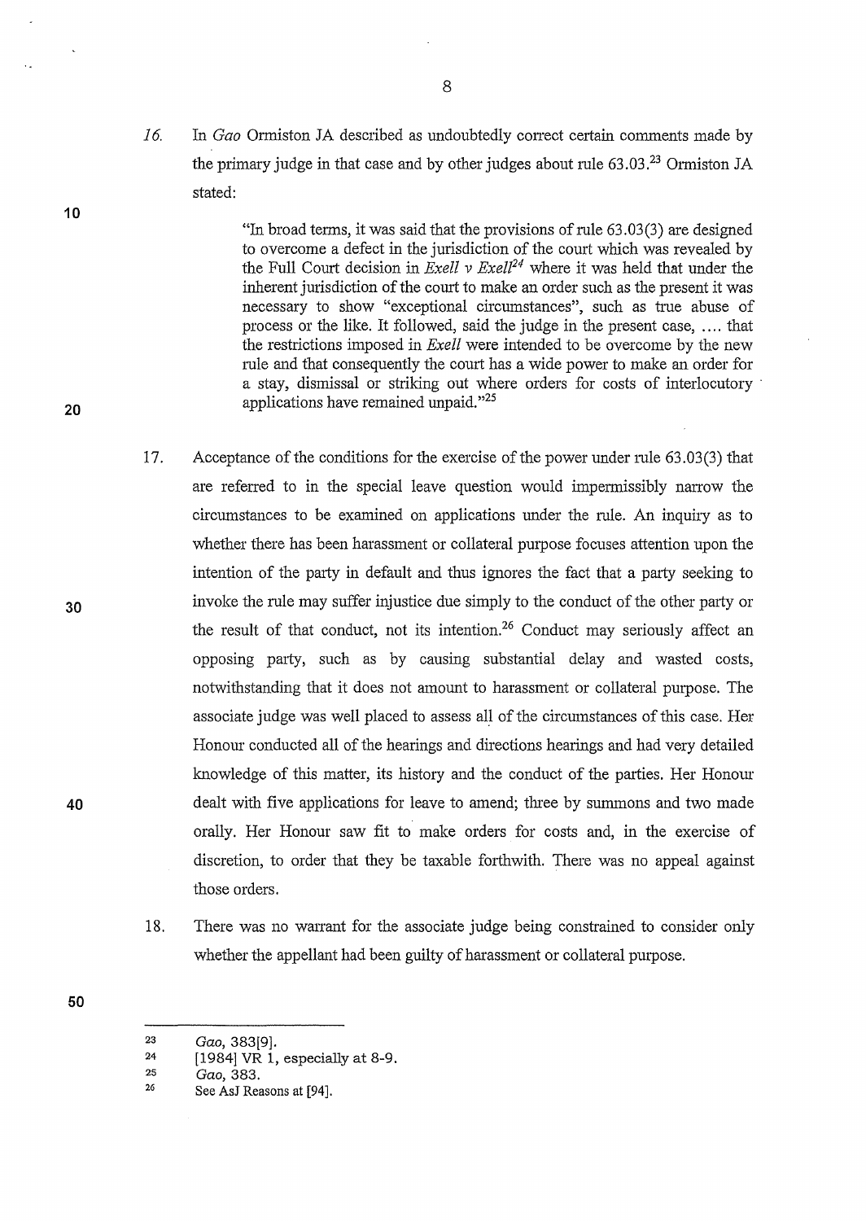16. In *Gao* Ormiston JA described as undoubtedly correct certain comments made by the primary judge in that case and by other judges about rule 63.03.[23] Ormiston JA stated:

> "In broad terms, it was said that the provisions of rule 63.03(3) are designed to overcome a defect in the jurisdiction of the court which was revealed by the Full Court decision in *Exell v Exell*[24] where it was held that under the inherent jurisdiction of the court to make an order such as the present it was necessary to show "exceptional circumstances", such as true abuse of process or the like. It followed, said the judge in the present case, .... that the restrictions imposed in *Exell* were intended to be overcome by the new rule and that consequently the court has a wide power to make an order for a stay, dismissal or striking out where orders for costs of interlocutory applications have remained unpaid."[25]

17. Acceptance of the conditions for the exercise of the power under rule 63.03(3) that are referred to in the special leave question would impermissibly narrow the circumstances to be examined on applications under the rule. An inquiry as to whether there has been harassment or collateral purpose focuses attention upon the intention of the party in default and thus ignores the fact that a party seeking to invoke the rule may suffer injustice due simply to the conduct of the other party or the result of that conduct, not its intention.[26] Conduct may seriously affect an opposing party, such as by causing substantial delay and wasted costs, notwithstanding that it does not amount to harassment or collateral purpose. The associate judge was well placed to assess all of the circumstances of this case. Her Honour conducted all of the hearings and directions hearings and had very detailed knowledge of this matter, its history and the conduct of the parties. Her Honour dealt with five applications for leave to amend; three by summons and two made orally. Her Honour saw fit to make orders for costs and, in the exercise of discretion, to order that they be taxable forthwith. There was no appeal against those orders.

18. There was no warrant for the associate judge being constrained to consider only whether the appellant had been guilty of harassment or collateral purpose.

---

[23] *Gao*, 383[9].
[24] [1984] VR 1, especially at 8-9.
[25] *Gao*, 383.
[26] See AsJ Reasons at [94].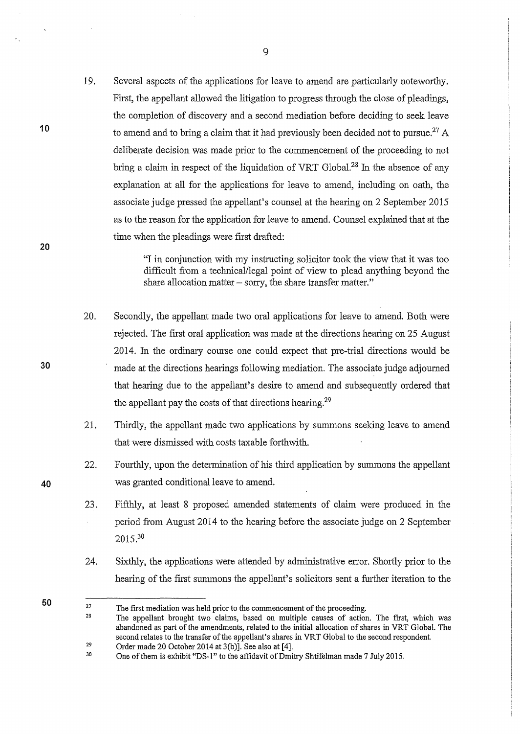19. Several aspects of the applications for leave to amend are particularly noteworthy. First, the appellant allowed the litigation to progress through the close of pleadings, the completion of discovery and a second mediation before deciding to seek leave to amend and to bring a claim that it had previously been decided not to pursue.[27] A deliberate decision was made prior to the commencement of the proceeding to not bring a claim in respect of the liquidation of VRT Global.[28] In the absence of any explanation at all for the applications for leave to amend, including on oath, the associate judge pressed the appellant's counsel at the hearing on 2 September 2015 as to the reason for the application for leave to amend. Counsel explained that at the time when the pleadings were first drafted:

> "I in conjunction with my instructing solicitor took the view that it was too difficult from a technical/legal point of view to plead anything beyond the share allocation matter – sorry, the share transfer matter."

20. Secondly, the appellant made two oral applications for leave to amend. Both were rejected. The first oral application was made at the directions hearing on 25 August 2014. In the ordinary course one could expect that pre-trial directions would be made at the directions hearings following mediation. The associate judge adjourned that hearing due to the appellant's desire to amend and subsequently ordered that the appellant pay the costs of that directions hearing.[29]

21. Thirdly, the appellant made two applications by summons seeking leave to amend that were dismissed with costs taxable forthwith.

22. Fourthly, upon the determination of his third application by summons the appellant was granted conditional leave to amend.

23. Fifthly, at least 8 proposed amended statements of claim were produced in the period from August 2014 to the hearing before the associate judge on 2 September 2015.[30]

24. Sixthly, the applications were attended by administrative error. Shortly prior to the hearing of the first summons the appellant's solicitors sent a further iteration to the

---

[27] The first mediation was held prior to the commencement of the proceeding.

[28] The appellant brought two claims, based on multiple causes of action. The first, which was abandoned as part of the amendments, related to the initial allocation of shares in VRT Global. The second relates to the transfer of the appellant's shares in VRT Global to the second respondent.

[29] Order made 20 October 2014 at 3(b)]. See also at [4].

[30] One of them is exhibit "DS-1" to the affidavit of Dmitry Shtifelman made 7 July 2015.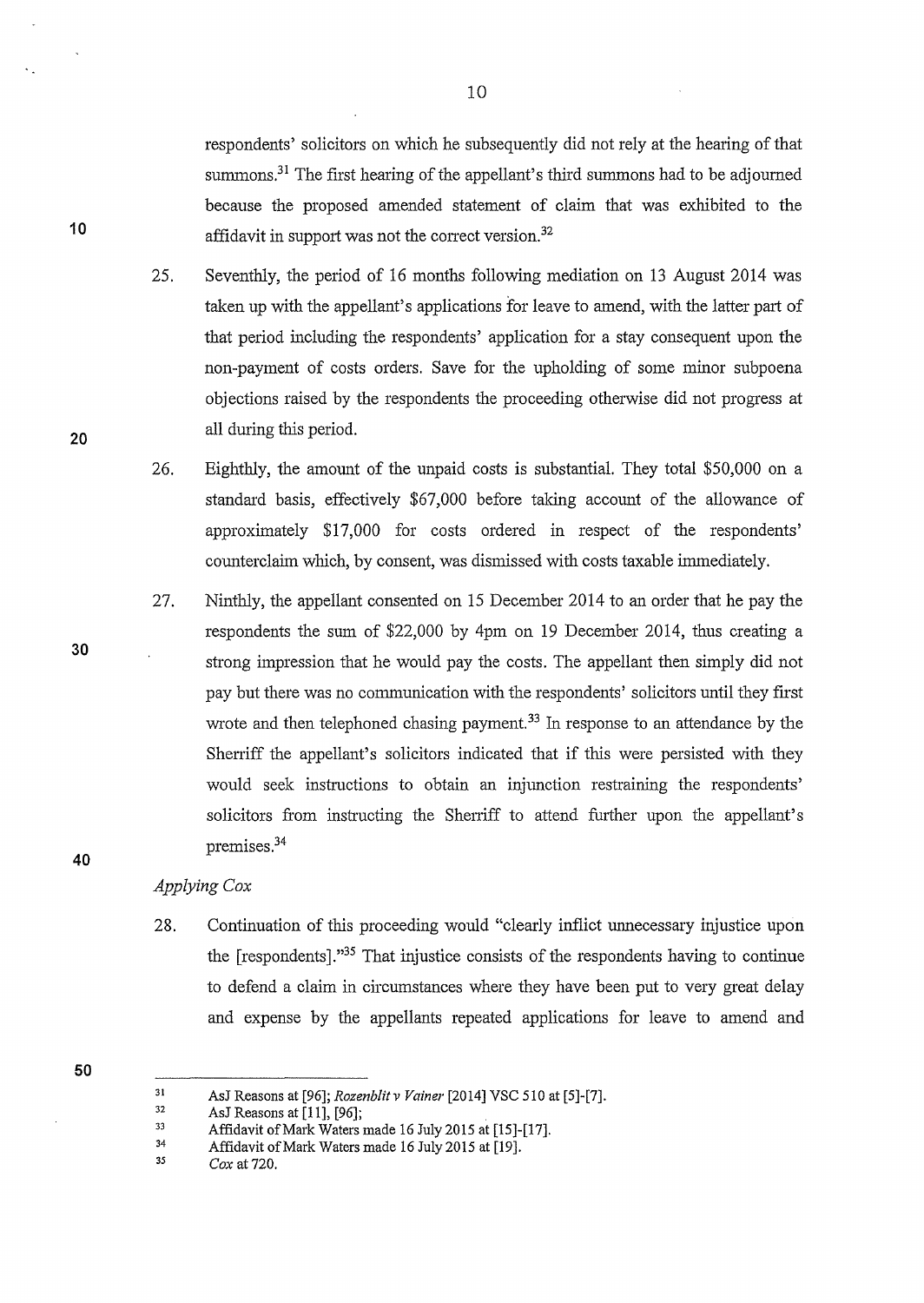respondents' solicitors on which he subsequently did not rely at the hearing of that summons.[31] The first hearing of the appellant's third summons had to be adjourned because the proposed amended statement of claim that was exhibited to the affidavit in support was not the correct version.[32]

25. Seventhly, the period of 16 months following mediation on 13 August 2014 was taken up with the appellant's applications for leave to amend, with the latter part of that period including the respondents' application for a stay consequent upon the non-payment of costs orders. Save for the upholding of some minor subpoena objections raised by the respondents the proceeding otherwise did not progress at all during this period.

26. Eighthly, the amount of the unpaid costs is substantial. They total $50,000 on a standard basis, effectively $67,000 before taking account of the allowance of approximately $17,000 for costs ordered in respect of the respondents' counterclaim which, by consent, was dismissed with costs taxable immediately.

27. Ninthly, the appellant consented on 15 December 2014 to an order that he pay the respondents the sum of $22,000 by 4pm on 19 December 2014, thus creating a strong impression that he would pay the costs. The appellant then simply did not pay but there was no communication with the respondents' solicitors until they first wrote and then telephoned chasing payment.[33] In response to an attendance by the Sherriff the appellant's solicitors indicated that if this were persisted with they would seek instructions to obtain an injunction restraining the respondents' solicitors from instructing the Sherriff to attend further upon the appellant's premises.[34]

*Applying Cox*

28. Continuation of this proceeding would "clearly inflict unnecessary injustice upon the [respondents]."[35] That injustice consists of the respondents having to continue to defend a claim in circumstances where they have been put to very great delay and expense by the appellants repeated applications for leave to amend and

---

31 AsJ Reasons at [96]; *Rozenblit v Vainer* [2014] VSC 510 at [5]-[7].

32 AsJ Reasons at [11], [96];

33 Affidavit of Mark Waters made 16 July 2015 at [15]-[17].

34 Affidavit of Mark Waters made 16 July 2015 at [19].

35 *Cox* at 720.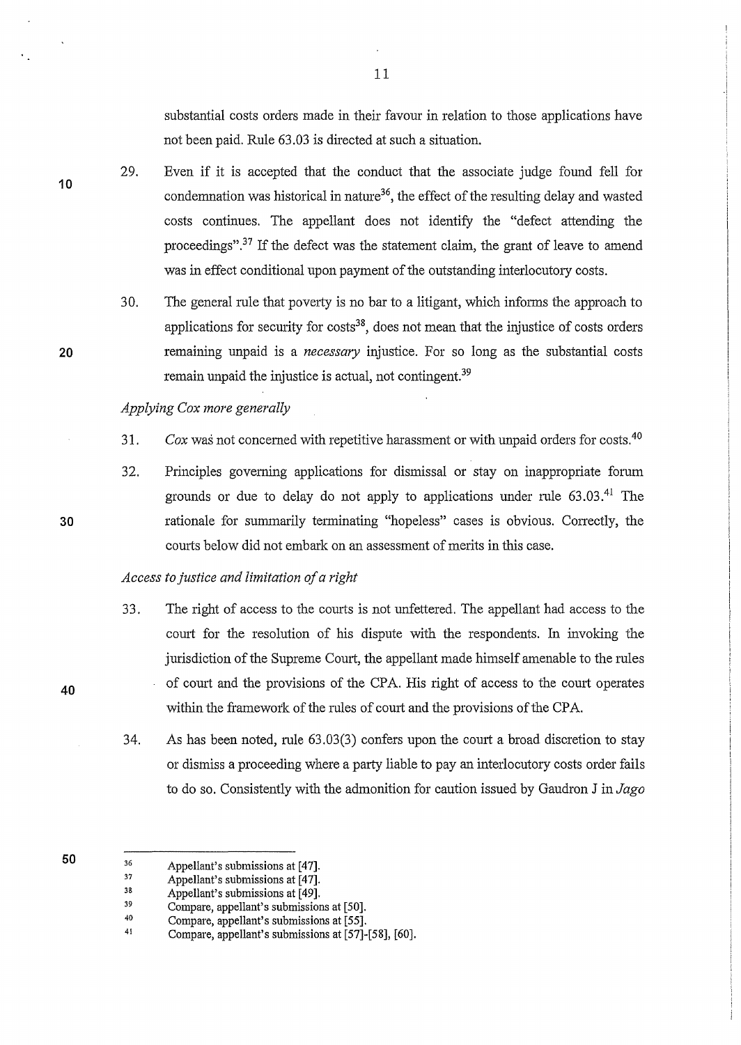substantial costs orders made in their favour in relation to those applications have not been paid. Rule 63.03 is directed at such a situation.

29. Even if it is accepted that the conduct that the associate judge found fell for condemnation was historical in nature[36], the effect of the resulting delay and wasted costs continues. The appellant does not identify the "defect attending the proceedings".[37] If the defect was the statement claim, the grant of leave to amend was in effect conditional upon payment of the outstanding interlocutory costs.

30. The general rule that poverty is no bar to a litigant, which informs the approach to applications for security for costs[38], does not mean that the injustice of costs orders remaining unpaid is a *necessary* injustice. For so long as the substantial costs remain unpaid the injustice is actual, not contingent.[39]

*Applying Cox more generally*

31. *Cox* was not concerned with repetitive harassment or with unpaid orders for costs.[40]

32. Principles governing applications for dismissal or stay on inappropriate forum grounds or due to delay do not apply to applications under rule 63.03.[41] The rationale for summarily terminating "hopeless" cases is obvious. Correctly, the courts below did not embark on an assessment of merits in this case.

*Access to justice and limitation of a right*

33. The right of access to the courts is not unfettered. The appellant had access to the court for the resolution of his dispute with the respondents. In invoking the jurisdiction of the Supreme Court, the appellant made himself amenable to the rules of court and the provisions of the CPA. His right of access to the court operates within the framework of the rules of court and the provisions of the CPA.

34. As has been noted, rule 63.03(3) confers upon the court a broad discretion to stay or dismiss a proceeding where a party liable to pay an interlocutory costs order fails to do so. Consistently with the admonition for caution issued by Gaudron J in *Jago*

---

36 Appellant's submissions at [47].

37 Appellant's submissions at [47].

38 Appellant's submissions at [49].

39 Compare, appellant's submissions at [50].

40 Compare, appellant's submissions at [55].

41 Compare, appellant's submissions at [57]-[58], [60].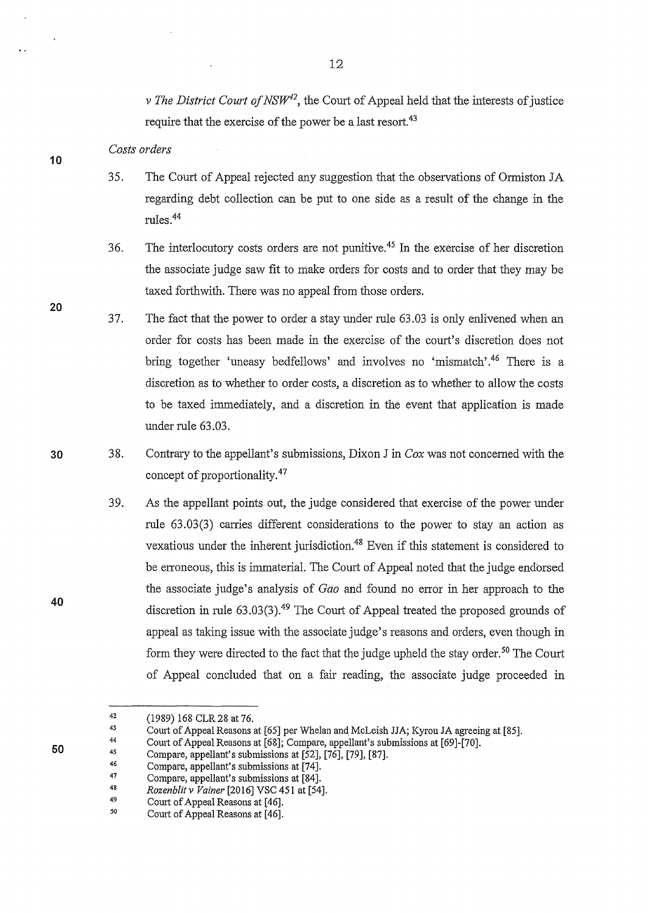*v The District Court of NSW*[42], the Court of Appeal held that the interests of justice require that the exercise of the power be a last resort.[43]

*Costs orders*

35. The Court of Appeal rejected any suggestion that the observations of Ormiston JA regarding debt collection can be put to one side as a result of the change in the rules.[44]

36. The interlocutory costs orders are not punitive.[45] In the exercise of her discretion the associate judge saw fit to make orders for costs and to order that they may be taxed forthwith. There was no appeal from those orders.

37. The fact that the power to order a stay under rule 63.03 is only enlivened when an order for costs has been made in the exercise of the court's discretion does not bring together 'uneasy bedfellows' and involves no 'mismatch'.[46] There is a discretion as to whether to order costs, a discretion as to whether to allow the costs to be taxed immediately, and a discretion in the event that application is made under rule 63.03.

38. Contrary to the appellant's submissions, Dixon J in *Cox* was not concerned with the concept of proportionality.[47]

39. As the appellant points out, the judge considered that exercise of the power under rule 63.03(3) carries different considerations to the power to stay an action as vexatious under the inherent jurisdiction.[48] Even if this statement is considered to be erroneous, this is immaterial. The Court of Appeal noted that the judge endorsed the associate judge's analysis of *Gao* and found no error in her approach to the discretion in rule 63.03(3).[49] The Court of Appeal treated the proposed grounds of appeal as taking issue with the associate judge's reasons and orders, even though in form they were directed to the fact that the judge upheld the stay order.[50] The Court of Appeal concluded that on a fair reading, the associate judge proceeded in

---

42 (1989) 168 CLR 28 at 76.

43 Court of Appeal Reasons at [65] per Whelan and McLeish JJA; Kyrou JA agreeing at [85].

44 Court of Appeal Reasons at [68]; Compare, appellant's submissions at [69]-[70].

45 Compare, appellant's submissions at [52], [76], [79], [87].

46 Compare, appellant's submissions at [74].

47 Compare, appellant's submissions at [84].

48 *Rozenblit v Vainer* [2016] VSC 451 at [54].

49 Court of Appeal Reasons at [46].

50 Court of Appeal Reasons at [46].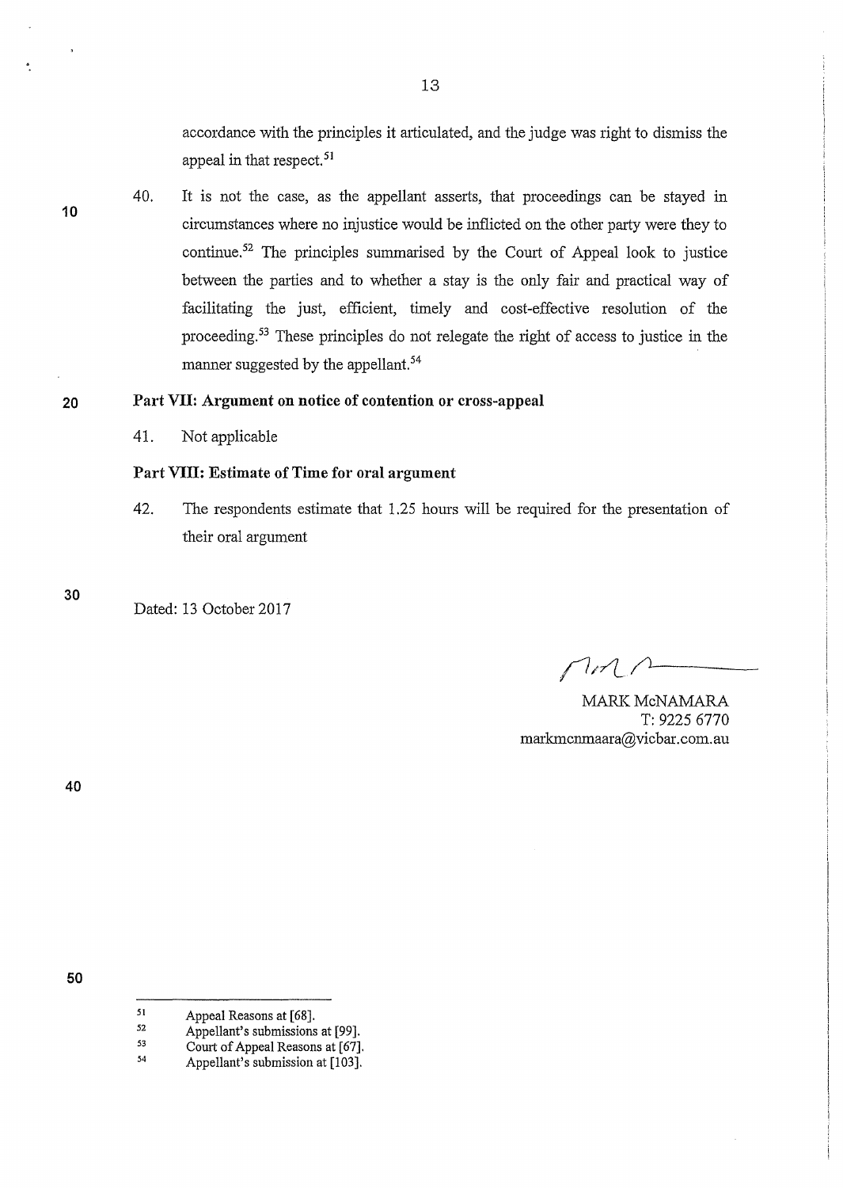accordance with the principles it articulated, and the judge was right to dismiss the appeal in that respect.[51]

40. It is not the case, as the appellant asserts, that proceedings can be stayed in circumstances where no injustice would be inflicted on the other party were they to continue.[52] The principles summarised by the Court of Appeal look to justice between the parties and to whether a stay is the only fair and practical way of facilitating the just, efficient, timely and cost-effective resolution of the proceeding.[53] These principles do not relegate the right of access to justice in the manner suggested by the appellant.[54]

**Part VII: Argument on notice of contention or cross-appeal**

41. Not applicable

**Part VIII: Estimate of Time for oral argument**

42. The respondents estimate that 1.25 hours will be required for the presentation of their oral argument

Dated: 13 October 2017

MARK McNAMARA
T: 9225 6770
markmcnmaara@vicbar.com.au

---

[51] Appeal Reasons at [68].

[52] Appellant's submissions at [99].

[53] Court of Appeal Reasons at [67].

[54] Appellant's submission at [103].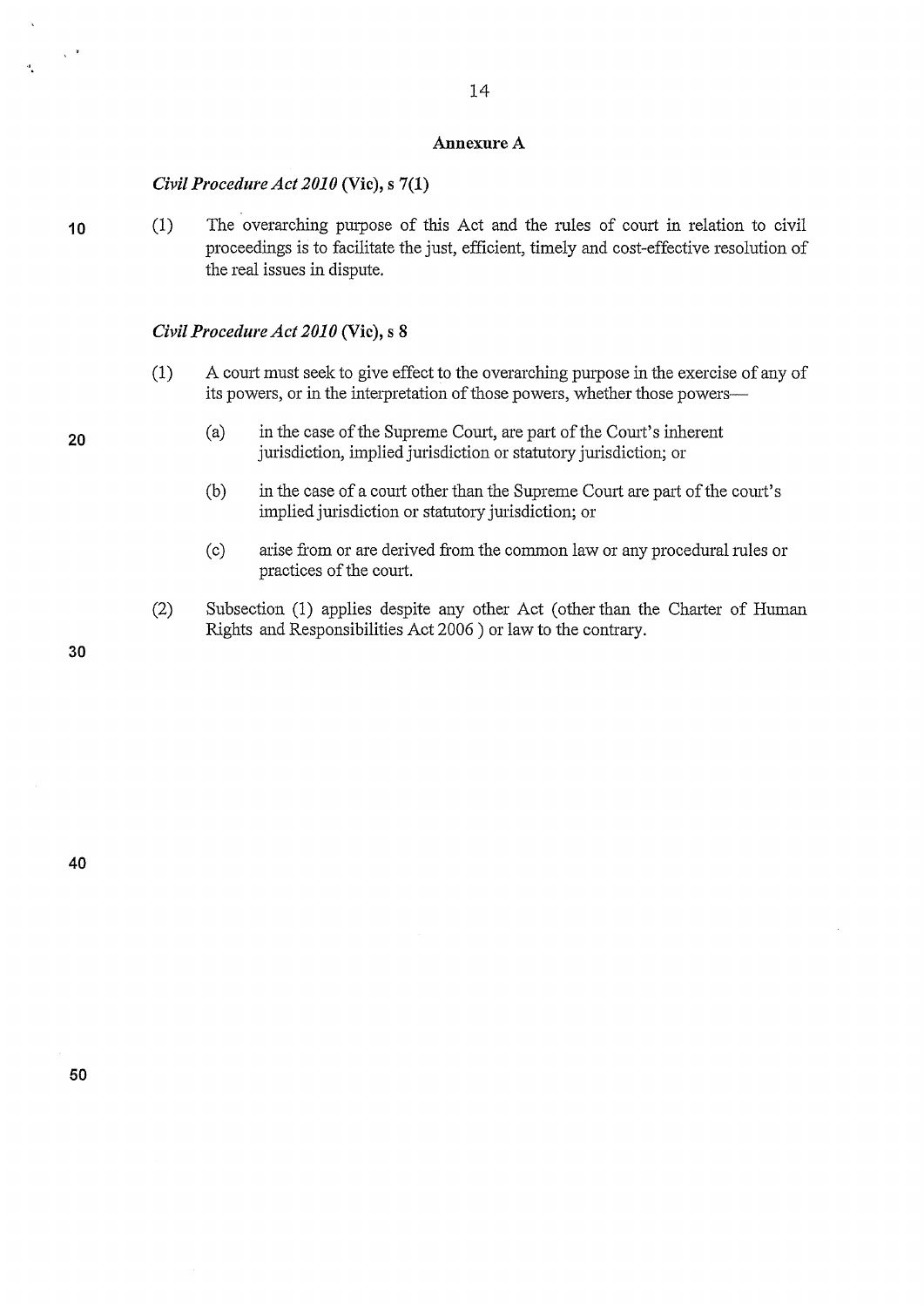## Annexure A

### *Civil Procedure Act 2010* (Vic), s 7(1)

(1) The overarching purpose of this Act and the rules of court in relation to civil proceedings is to facilitate the just, efficient, timely and cost-effective resolution of the real issues in dispute.

### *Civil Procedure Act 2010* (Vic), s 8

(1) A court must seek to give effect to the overarching purpose in the exercise of any of its powers, or in the interpretation of those powers, whether those powers—

(a) in the case of the Supreme Court, are part of the Court's inherent jurisdiction, implied jurisdiction or statutory jurisdiction; or

(b) in the case of a court other than the Supreme Court are part of the court's implied jurisdiction or statutory jurisdiction; or

(c) arise from or are derived from the common law or any procedural rules or practices of the court.

(2) Subsection (1) applies despite any other Act (other than the Charter of Human Rights and Responsibilities Act 2006 ) or law to the contrary.